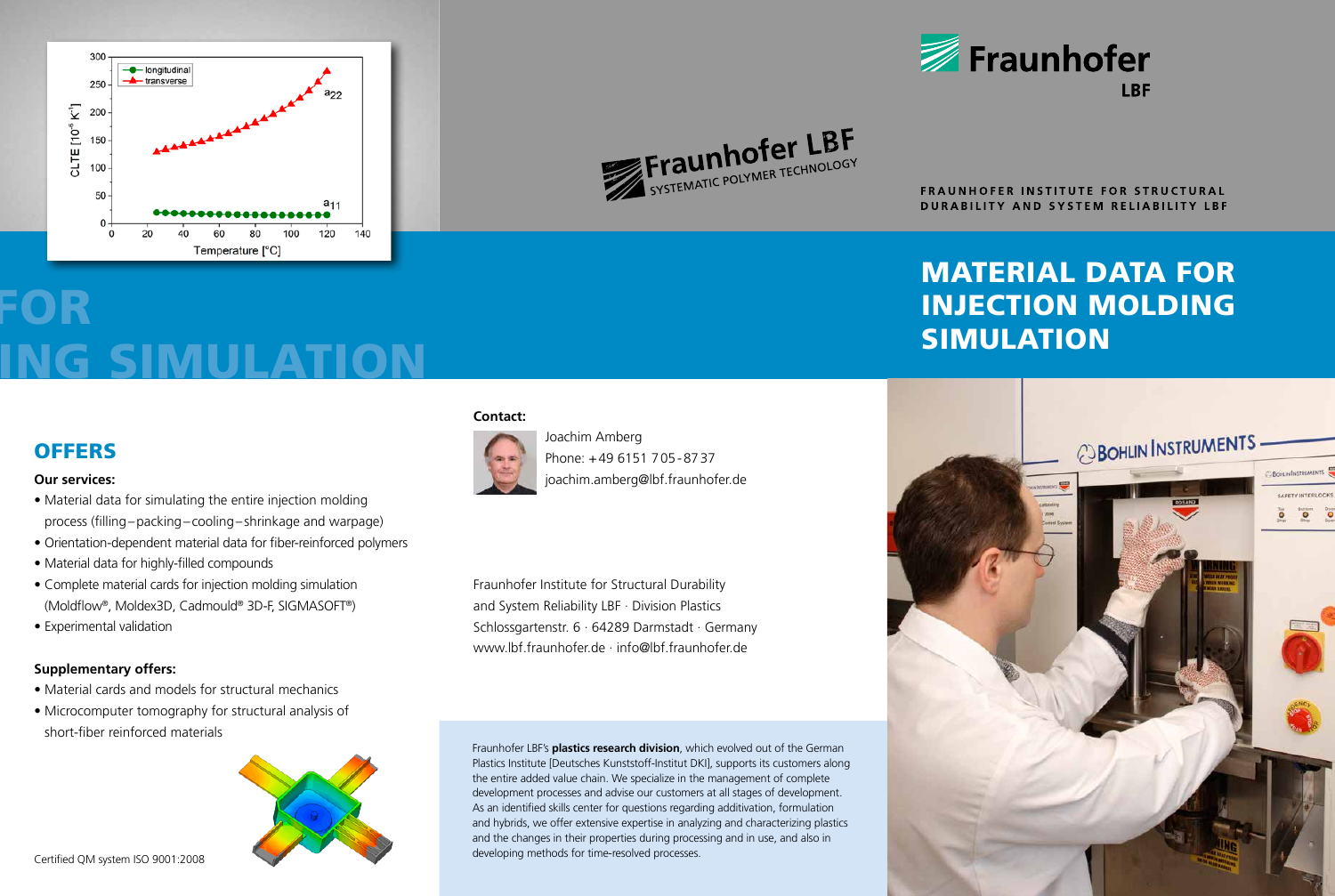Fraunhofer LBF

FRAUNHOFER INSTITUTE FOR STRUCTURAL DURABILITY AND SYSTEM RELIABILITY LBF

# MATERIAL DATA FOR INJECTION MOLDING SIMULATION

## OFFERS

**Our services:**

- Material data for simulating the entire injection molding process (filling – packing – cooling – shrinkage and warpage)
- Orientation-dependent material data for fiber-reinforced polymers
- Material data for highly-filled compounds
- Complete material cards for injection molding simulation (Moldflow®, Moldex3D, Cadmould® 3D-F, SIGMASOFT®)
- Experimental validation

**Supplementary offers:**

- Material cards and models for structural mechanics
- Microcomputer tomography for structural analysis of short-fiber reinforced materials

Certified QM system ISO 9001:2008

**Contact:**

Joachim Amberg
Phone: +49 6151 705 - 87 37
joachim.amberg@lbf.fraunhofer.de

Fraunhofer Institute for Structural Durability and System Reliability LBF · Division Plastics
Schlossgartenstr. 6 · 64289 Darmstadt · Germany
www.lbf.fraunhofer.de · info@lbf.fraunhofer.de

Fraunhofer LBF's **plastics research division**, which evolved out of the German Plastics Institute [Deutsches Kunststoff-Institut DKI], supports its customers along the entire added value chain. We specialize in the management of complete development processes and advise our customers at all stages of development. As an identified skills center for questions regarding additivation, formulation and hybrids, we offer extensive expertise in analyzing and characterizing plastics and the changes in their properties during processing and in use, and also in developing methods for time-resolved processes.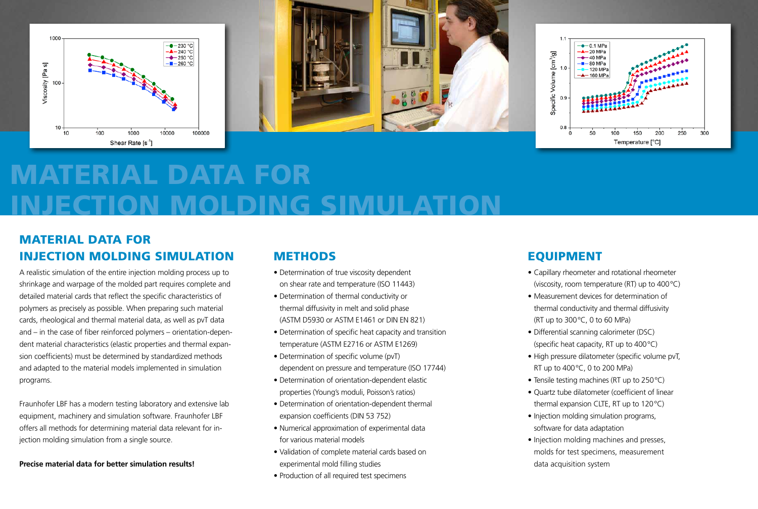Viscosity [Pa s]
1000
100
10
10 100 1000 10000 100000
Shear Rate [s$^{-1}$]
230 °C
240 °C
250 °C
260 °C

Specific Volume [cm$^3$/g]
1.1
1.0
0.9
0.8
0 50 100 150 200 250 300
Temperature [°C]
0.1 MPa
20 MPa
40 MPa
80 MPa
120 MPa
160 MPa

# MATERIAL DATA FOR INJECTION MOLDING SIMULATION

## MATERIAL DATA FOR INJECTION MOLDING SIMULATION

A realistic simulation of the entire injection molding process up to shrinkage and warpage of the molded part requires complete and detailed material cards that reflect the specific characteristics of polymers as precisely as possible. When preparing such material cards, rheological and thermal material data, as well as pvT data and – in the case of fiber reinforced polymers – orientation-dependent material characteristics (elastic properties and thermal expansion coefficients) must be determined by standardized methods and adapted to the material models implemented in simulation programs.

Fraunhofer LBF has a modern testing laboratory and extensive lab equipment, machinery and simulation software. Fraunhofer LBF offers all methods for determining material data relevant for injection molding simulation from a single source.

**Precise material data for better simulation results!**

## METHODS

- Determination of true viscosity dependent on shear rate and temperature (ISO 11443)
- Determination of thermal conductivity or thermal diffusivity in melt and solid phase (ASTM D5930 or ASTM E1461 or DIN EN 821)
- Determination of specific heat capacity and transition temperature (ASTM E2716 or ASTM E1269)
- Determination of specific volume (pvT) dependent on pressure and temperature (ISO 17744)
- Determination of orientation-dependent elastic properties (Young's moduli, Poisson's ratios)
- Determination of orientation-dependent thermal expansion coefficients (DIN 53 752)
- Numerical approximation of experimental data for various material models
- Validation of complete material cards based on experimental mold filling studies
- Production of all required test specimens

## EQUIPMENT

- Capillary rheometer and rotational rheometer (viscosity, room temperature (RT) up to 400 °C)
- Measurement devices for determination of thermal conductivity and thermal diffusivity (RT up to 300 °C, 0 to 60 MPa)
- Differential scanning calorimeter (DSC) (specific heat capacity, RT up to 400 °C)
- High pressure dilatometer (specific volume pvT, RT up to 400 °C, 0 to 200 MPa)
- Tensile testing machines (RT up to 250 °C)
- Quartz tube dilatometer (coefficient of linear thermal expansion CLTE, RT up to 120 °C)
- Injection molding simulation programs, software for data adaptation
- Injection molding machines and presses, molds for test specimens, measurement data acquisition system